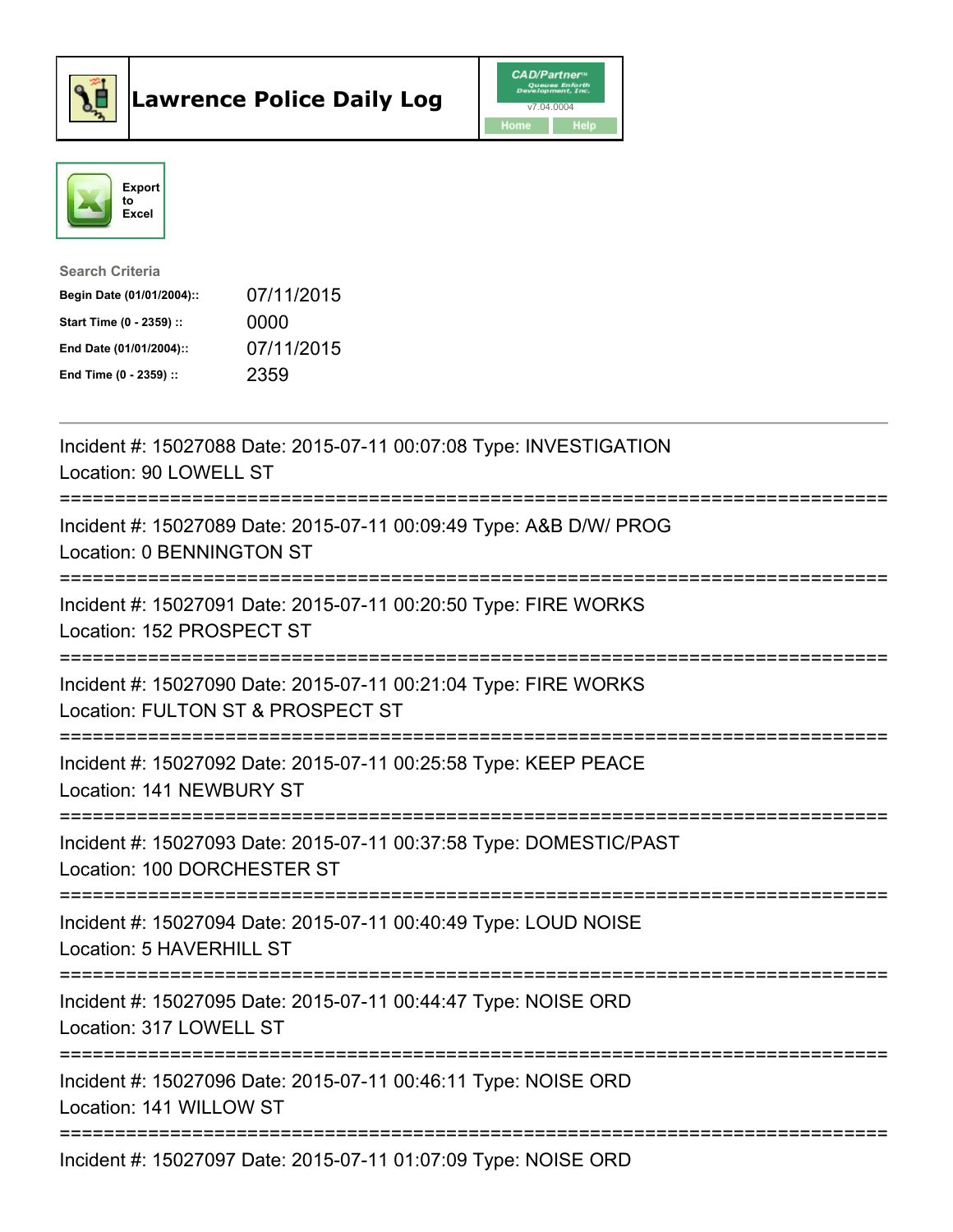# Lawrence Police Daily Log

Export to Excel

**Search Criteria**

| | |
|---|---|
| **Begin Date (01/01/2004)::** | 07/11/2015 |
| **Start Time (0 - 2359) ::** | 0000 |
| **End Date (01/01/2004)::** | 07/11/2015 |
| **End Time (0 - 2359) ::** | 2359 |

---

Incident #: 15027088 Date: 2015-07-11 00:07:08 Type: INVESTIGATION
Location: 90 LOWELL ST

===========================================================================

Incident #: 15027089 Date: 2015-07-11 00:09:49 Type: A&B D/W/ PROG
Location: 0 BENNINGTON ST

===========================================================================

Incident #: 15027091 Date: 2015-07-11 00:20:50 Type: FIRE WORKS
Location: 152 PROSPECT ST

===========================================================================

Incident #: 15027090 Date: 2015-07-11 00:21:04 Type: FIRE WORKS
Location: FULTON ST & PROSPECT ST

===========================================================================

Incident #: 15027092 Date: 2015-07-11 00:25:58 Type: KEEP PEACE
Location: 141 NEWBURY ST

===========================================================================

Incident #: 15027093 Date: 2015-07-11 00:37:58 Type: DOMESTIC/PAST
Location: 100 DORCHESTER ST

===========================================================================

Incident #: 15027094 Date: 2015-07-11 00:40:49 Type: LOUD NOISE
Location: 5 HAVERHILL ST

===========================================================================

Incident #: 15027095 Date: 2015-07-11 00:44:47 Type: NOISE ORD
Location: 317 LOWELL ST

===========================================================================

Incident #: 15027096 Date: 2015-07-11 00:46:11 Type: NOISE ORD
Location: 141 WILLOW ST

===========================================================================

Incident #: 15027097 Date: 2015-07-11 01:07:09 Type: NOISE ORD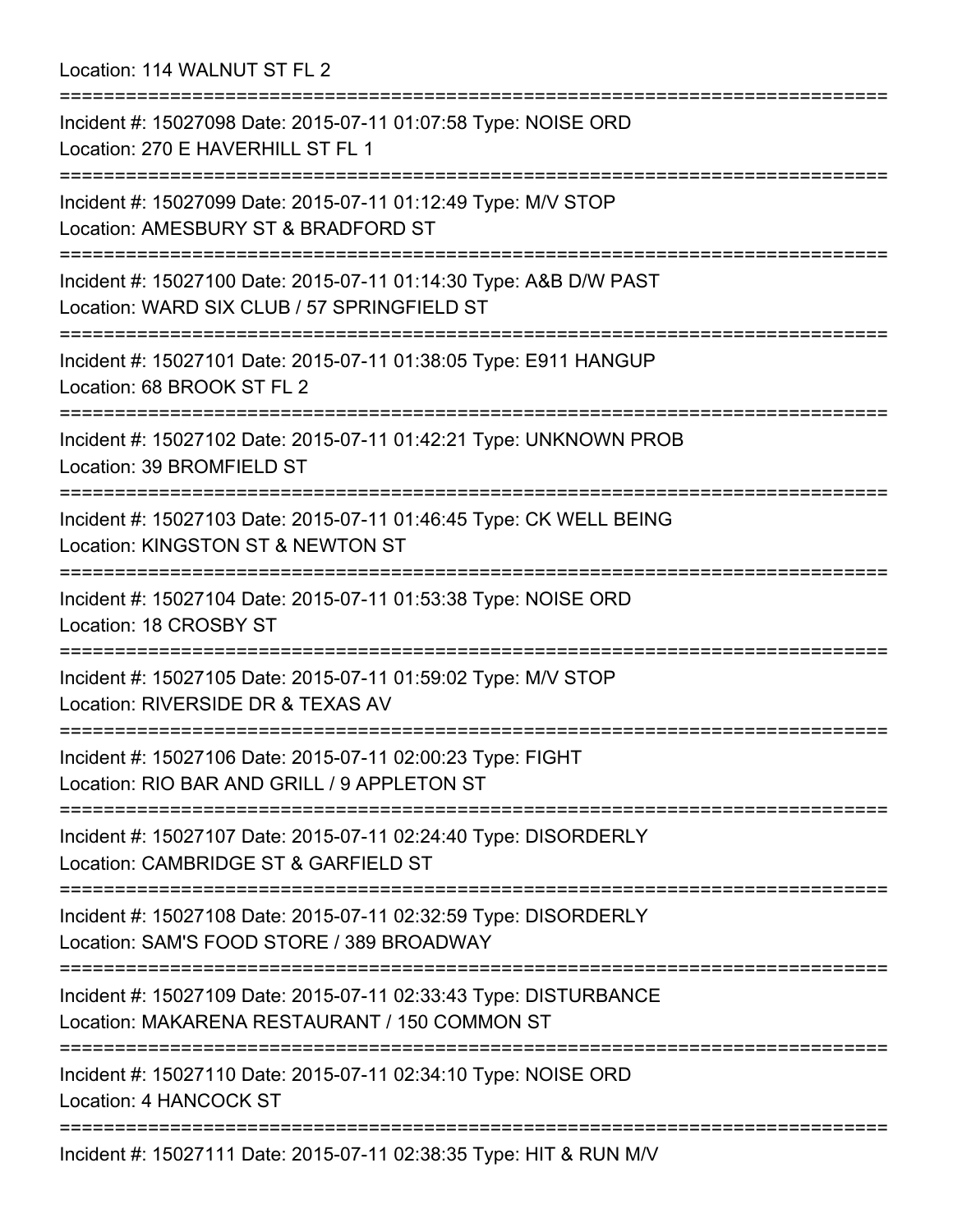Location: 114 WALNUT ST FL 2

===========================================================================

Incident #: 15027098 Date: 2015-07-11 01:07:58 Type: NOISE ORD
Location: 270 E HAVERHILL ST FL 1

===========================================================================

Incident #: 15027099 Date: 2015-07-11 01:12:49 Type: M/V STOP
Location: AMESBURY ST & BRADFORD ST

===========================================================================

Incident #: 15027100 Date: 2015-07-11 01:14:30 Type: A&B D/W PAST
Location: WARD SIX CLUB / 57 SPRINGFIELD ST

===========================================================================

Incident #: 15027101 Date: 2015-07-11 01:38:05 Type: E911 HANGUP
Location: 68 BROOK ST FL 2

===========================================================================

Incident #: 15027102 Date: 2015-07-11 01:42:21 Type: UNKNOWN PROB
Location: 39 BROMFIELD ST

===========================================================================

Incident #: 15027103 Date: 2015-07-11 01:46:45 Type: CK WELL BEING
Location: KINGSTON ST & NEWTON ST

===========================================================================

Incident #: 15027104 Date: 2015-07-11 01:53:38 Type: NOISE ORD
Location: 18 CROSBY ST

===========================================================================

Incident #: 15027105 Date: 2015-07-11 01:59:02 Type: M/V STOP
Location: RIVERSIDE DR & TEXAS AV

===========================================================================

Incident #: 15027106 Date: 2015-07-11 02:00:23 Type: FIGHT
Location: RIO BAR AND GRILL / 9 APPLETON ST

===========================================================================

Incident #: 15027107 Date: 2015-07-11 02:24:40 Type: DISORDERLY
Location: CAMBRIDGE ST & GARFIELD ST

===========================================================================

Incident #: 15027108 Date: 2015-07-11 02:32:59 Type: DISORDERLY
Location: SAM'S FOOD STORE / 389 BROADWAY

===========================================================================

Incident #: 15027109 Date: 2015-07-11 02:33:43 Type: DISTURBANCE
Location: MAKARENA RESTAURANT / 150 COMMON ST

===========================================================================

Incident #: 15027110 Date: 2015-07-11 02:34:10 Type: NOISE ORD
Location: 4 HANCOCK ST

===========================================================================

Incident #: 15027111 Date: 2015-07-11 02:38:35 Type: HIT & RUN M/V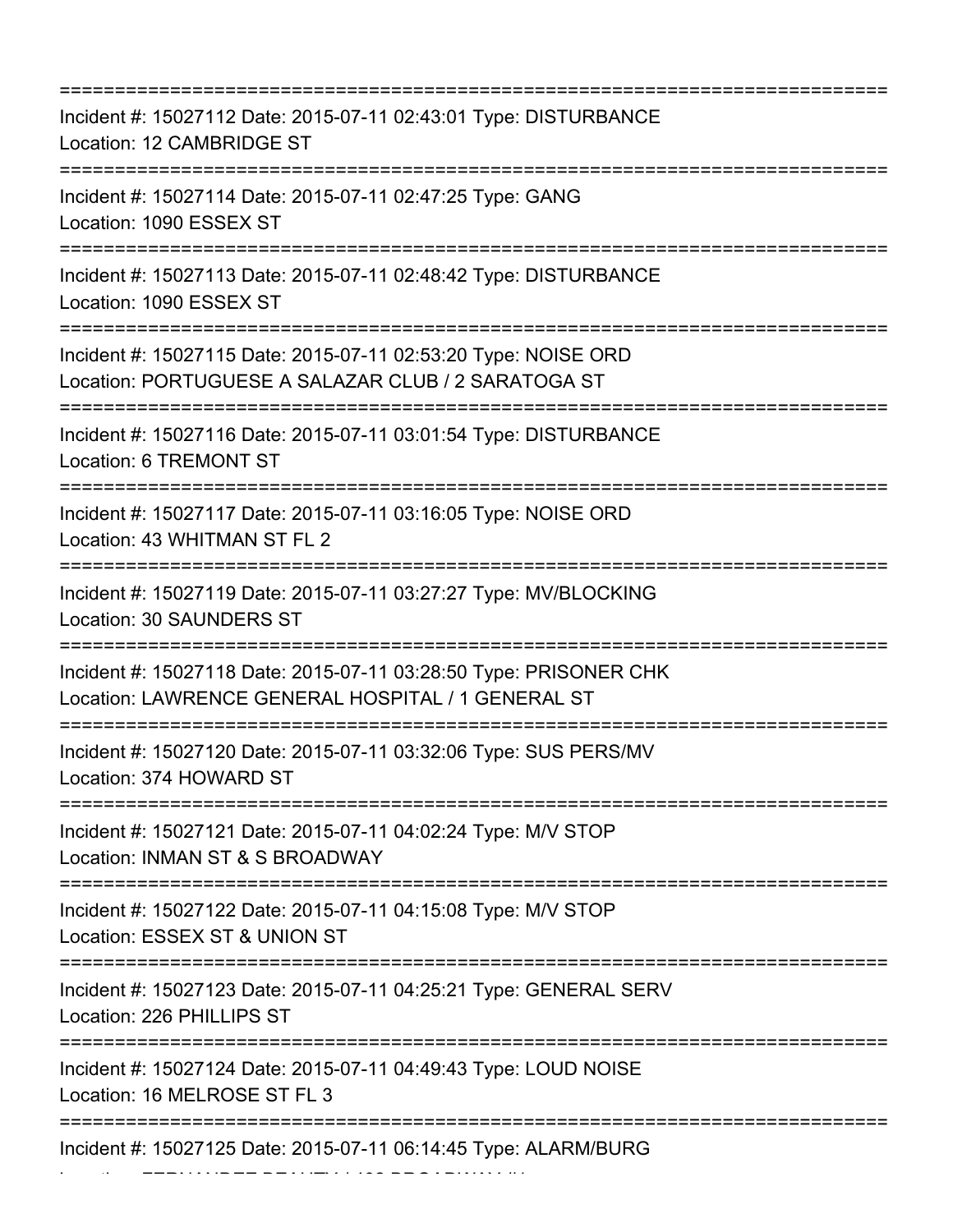===========================================================================

Incident #: 15027112 Date: 2015-07-11 02:43:01 Type: DISTURBANCE
Location: 12 CAMBRIDGE ST

===========================================================================

Incident #: 15027114 Date: 2015-07-11 02:47:25 Type: GANG
Location: 1090 ESSEX ST

===========================================================================

Incident #: 15027113 Date: 2015-07-11 02:48:42 Type: DISTURBANCE
Location: 1090 ESSEX ST

===========================================================================

Incident #: 15027115 Date: 2015-07-11 02:53:20 Type: NOISE ORD
Location: PORTUGUESE A SALAZAR CLUB / 2 SARATOGA ST

===========================================================================

Incident #: 15027116 Date: 2015-07-11 03:01:54 Type: DISTURBANCE
Location: 6 TREMONT ST

===========================================================================

Incident #: 15027117 Date: 2015-07-11 03:16:05 Type: NOISE ORD
Location: 43 WHITMAN ST FL 2

===========================================================================

Incident #: 15027119 Date: 2015-07-11 03:27:27 Type: MV/BLOCKING
Location: 30 SAUNDERS ST

===========================================================================

Incident #: 15027118 Date: 2015-07-11 03:28:50 Type: PRISONER CHK
Location: LAWRENCE GENERAL HOSPITAL / 1 GENERAL ST

===========================================================================

Incident #: 15027120 Date: 2015-07-11 03:32:06 Type: SUS PERS/MV
Location: 374 HOWARD ST

===========================================================================

Incident #: 15027121 Date: 2015-07-11 04:02:24 Type: M/V STOP
Location: INMAN ST & S BROADWAY

===========================================================================

Incident #: 15027122 Date: 2015-07-11 04:15:08 Type: M/V STOP
Location: ESSEX ST & UNION ST

===========================================================================

Incident #: 15027123 Date: 2015-07-11 04:25:21 Type: GENERAL SERV
Location: 226 PHILLIPS ST

===========================================================================

Incident #: 15027124 Date: 2015-07-11 04:49:43 Type: LOUD NOISE
Location: 16 MELROSE ST FL 3

===========================================================================

Incident #: 15027125 Date: 2015-07-11 06:14:45 Type: ALARM/BURG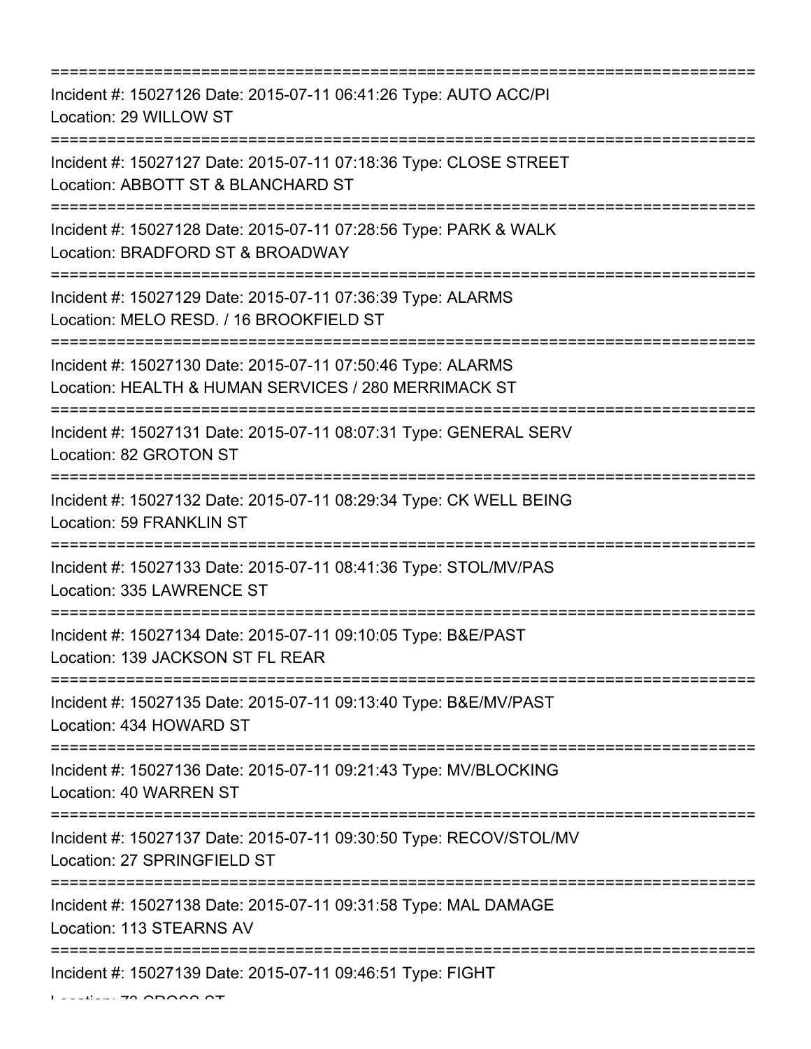===========================================================================
Incident #: 15027126 Date: 2015-07-11 06:41:26 Type: AUTO ACC/PI
Location: 29 WILLOW ST
===========================================================================
Incident #: 15027127 Date: 2015-07-11 07:18:36 Type: CLOSE STREET
Location: ABBOTT ST & BLANCHARD ST
===========================================================================
Incident #: 15027128 Date: 2015-07-11 07:28:56 Type: PARK & WALK
Location: BRADFORD ST & BROADWAY
===========================================================================
Incident #: 15027129 Date: 2015-07-11 07:36:39 Type: ALARMS
Location: MELO RESD. / 16 BROOKFIELD ST
===========================================================================
Incident #: 15027130 Date: 2015-07-11 07:50:46 Type: ALARMS
Location: HEALTH & HUMAN SERVICES / 280 MERRIMACK ST
===========================================================================
Incident #: 15027131 Date: 2015-07-11 08:07:31 Type: GENERAL SERV
Location: 82 GROTON ST
===========================================================================
Incident #: 15027132 Date: 2015-07-11 08:29:34 Type: CK WELL BEING
Location: 59 FRANKLIN ST
===========================================================================
Incident #: 15027133 Date: 2015-07-11 08:41:36 Type: STOL/MV/PAS
Location: 335 LAWRENCE ST
===========================================================================
Incident #: 15027134 Date: 2015-07-11 09:10:05 Type: B&E/PAST
Location: 139 JACKSON ST FL REAR
===========================================================================
Incident #: 15027135 Date: 2015-07-11 09:13:40 Type: B&E/MV/PAST
Location: 434 HOWARD ST
===========================================================================
Incident #: 15027136 Date: 2015-07-11 09:21:43 Type: MV/BLOCKING
Location: 40 WARREN ST
===========================================================================
Incident #: 15027137 Date: 2015-07-11 09:30:50 Type: RECOV/STOL/MV
Location: 27 SPRINGFIELD ST
===========================================================================
Incident #: 15027138 Date: 2015-07-11 09:31:58 Type: MAL DAMAGE
Location: 113 STEARNS AV
===========================================================================
Incident #: 15027139 Date: 2015-07-11 09:46:51 Type: FIGHT
Location: 73 CROSS ST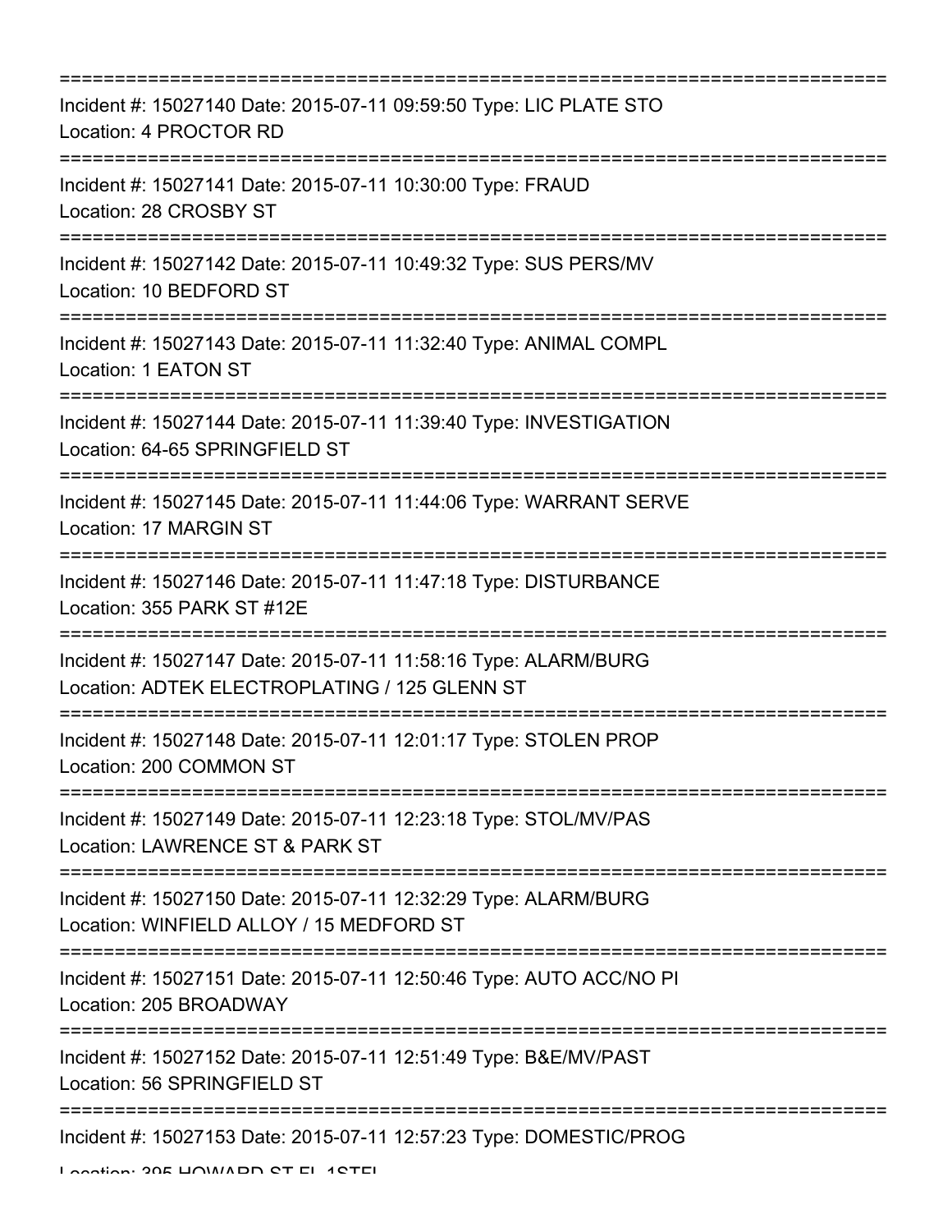===========================================================================

Incident #: 15027140 Date: 2015-07-11 09:59:50 Type: LIC PLATE STO
Location: 4 PROCTOR RD

===========================================================================

Incident #: 15027141 Date: 2015-07-11 10:30:00 Type: FRAUD
Location: 28 CROSBY ST

===========================================================================

Incident #: 15027142 Date: 2015-07-11 10:49:32 Type: SUS PERS/MV
Location: 10 BEDFORD ST

===========================================================================

Incident #: 15027143 Date: 2015-07-11 11:32:40 Type: ANIMAL COMPL
Location: 1 EATON ST

===========================================================================

Incident #: 15027144 Date: 2015-07-11 11:39:40 Type: INVESTIGATION
Location: 64-65 SPRINGFIELD ST

===========================================================================

Incident #: 15027145 Date: 2015-07-11 11:44:06 Type: WARRANT SERVE
Location: 17 MARGIN ST

===========================================================================

Incident #: 15027146 Date: 2015-07-11 11:47:18 Type: DISTURBANCE
Location: 355 PARK ST #12E

===========================================================================

Incident #: 15027147 Date: 2015-07-11 11:58:16 Type: ALARM/BURG
Location: ADTEK ELECTROPLATING / 125 GLENN ST

===========================================================================

Incident #: 15027148 Date: 2015-07-11 12:01:17 Type: STOLEN PROP
Location: 200 COMMON ST

===========================================================================

Incident #: 15027149 Date: 2015-07-11 12:23:18 Type: STOL/MV/PAS
Location: LAWRENCE ST & PARK ST

===========================================================================

Incident #: 15027150 Date: 2015-07-11 12:32:29 Type: ALARM/BURG
Location: WINFIELD ALLOY / 15 MEDFORD ST

===========================================================================

Incident #: 15027151 Date: 2015-07-11 12:50:46 Type: AUTO ACC/NO PI
Location: 205 BROADWAY

===========================================================================

Incident #: 15027152 Date: 2015-07-11 12:51:49 Type: B&E/MV/PAST
Location: 56 SPRINGFIELD ST

===========================================================================

Incident #: 15027153 Date: 2015-07-11 12:57:23 Type: DOMESTIC/PROG
Location: 395 HOWARD ST FL 1STFL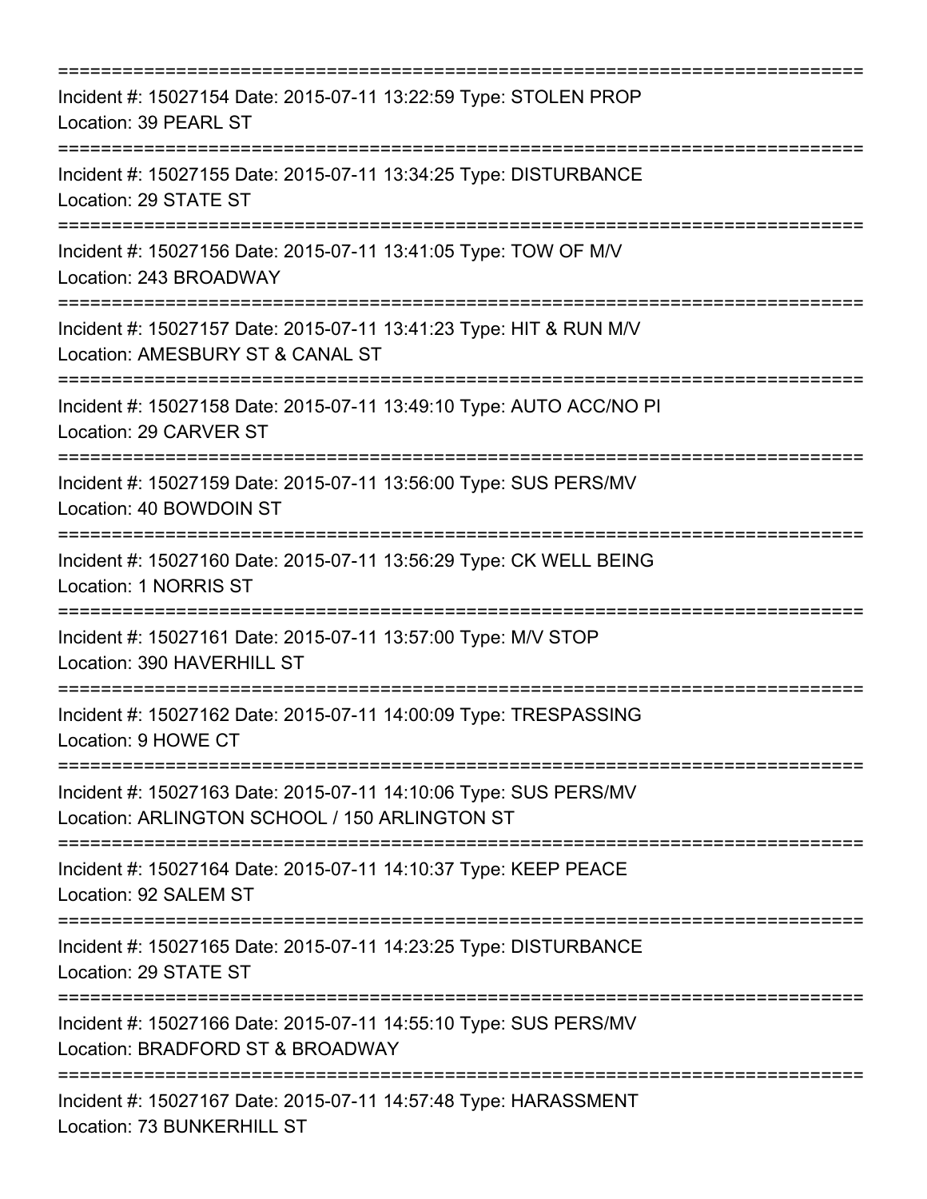===========================================================================

Incident #: 15027154 Date: 2015-07-11 13:22:59 Type: STOLEN PROP
Location: 39 PEARL ST

===========================================================================

Incident #: 15027155 Date: 2015-07-11 13:34:25 Type: DISTURBANCE
Location: 29 STATE ST

===========================================================================

Incident #: 15027156 Date: 2015-07-11 13:41:05 Type: TOW OF M/V
Location: 243 BROADWAY

===========================================================================

Incident #: 15027157 Date: 2015-07-11 13:41:23 Type: HIT & RUN M/V
Location: AMESBURY ST & CANAL ST

===========================================================================

Incident #: 15027158 Date: 2015-07-11 13:49:10 Type: AUTO ACC/NO PI
Location: 29 CARVER ST

===========================================================================

Incident #: 15027159 Date: 2015-07-11 13:56:00 Type: SUS PERS/MV
Location: 40 BOWDOIN ST

===========================================================================

Incident #: 15027160 Date: 2015-07-11 13:56:29 Type: CK WELL BEING
Location: 1 NORRIS ST

===========================================================================

Incident #: 15027161 Date: 2015-07-11 13:57:00 Type: M/V STOP
Location: 390 HAVERHILL ST

===========================================================================

Incident #: 15027162 Date: 2015-07-11 14:00:09 Type: TRESPASSING
Location: 9 HOWE CT

===========================================================================

Incident #: 15027163 Date: 2015-07-11 14:10:06 Type: SUS PERS/MV
Location: ARLINGTON SCHOOL / 150 ARLINGTON ST

===========================================================================

Incident #: 15027164 Date: 2015-07-11 14:10:37 Type: KEEP PEACE
Location: 92 SALEM ST

===========================================================================

Incident #: 15027165 Date: 2015-07-11 14:23:25 Type: DISTURBANCE
Location: 29 STATE ST

===========================================================================

Incident #: 15027166 Date: 2015-07-11 14:55:10 Type: SUS PERS/MV
Location: BRADFORD ST & BROADWAY

===========================================================================

Incident #: 15027167 Date: 2015-07-11 14:57:48 Type: HARASSMENT
Location: 73 BUNKERHILL ST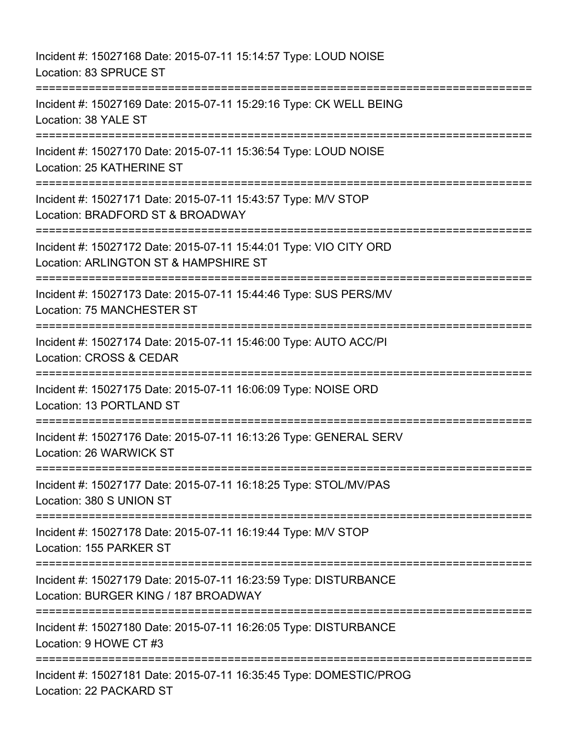Incident #: 15027168 Date: 2015-07-11 15:14:57 Type: LOUD NOISE
Location: 83 SPRUCE ST

===========================================================================

Incident #: 15027169 Date: 2015-07-11 15:29:16 Type: CK WELL BEING
Location: 38 YALE ST

===========================================================================

Incident #: 15027170 Date: 2015-07-11 15:36:54 Type: LOUD NOISE
Location: 25 KATHERINE ST

===========================================================================

Incident #: 15027171 Date: 2015-07-11 15:43:57 Type: M/V STOP
Location: BRADFORD ST & BROADWAY

===========================================================================

Incident #: 15027172 Date: 2015-07-11 15:44:01 Type: VIO CITY ORD
Location: ARLINGTON ST & HAMPSHIRE ST

===========================================================================

Incident #: 15027173 Date: 2015-07-11 15:44:46 Type: SUS PERS/MV
Location: 75 MANCHESTER ST

===========================================================================

Incident #: 15027174 Date: 2015-07-11 15:46:00 Type: AUTO ACC/PI
Location: CROSS & CEDAR

===========================================================================

Incident #: 15027175 Date: 2015-07-11 16:06:09 Type: NOISE ORD
Location: 13 PORTLAND ST

===========================================================================

Incident #: 15027176 Date: 2015-07-11 16:13:26 Type: GENERAL SERV
Location: 26 WARWICK ST

===========================================================================

Incident #: 15027177 Date: 2015-07-11 16:18:25 Type: STOL/MV/PAS
Location: 380 S UNION ST

===========================================================================

Incident #: 15027178 Date: 2015-07-11 16:19:44 Type: M/V STOP
Location: 155 PARKER ST

===========================================================================

Incident #: 15027179 Date: 2015-07-11 16:23:59 Type: DISTURBANCE
Location: BURGER KING / 187 BROADWAY

===========================================================================

Incident #: 15027180 Date: 2015-07-11 16:26:05 Type: DISTURBANCE
Location: 9 HOWE CT #3

===========================================================================

Incident #: 15027181 Date: 2015-07-11 16:35:45 Type: DOMESTIC/PROG
Location: 22 PACKARD ST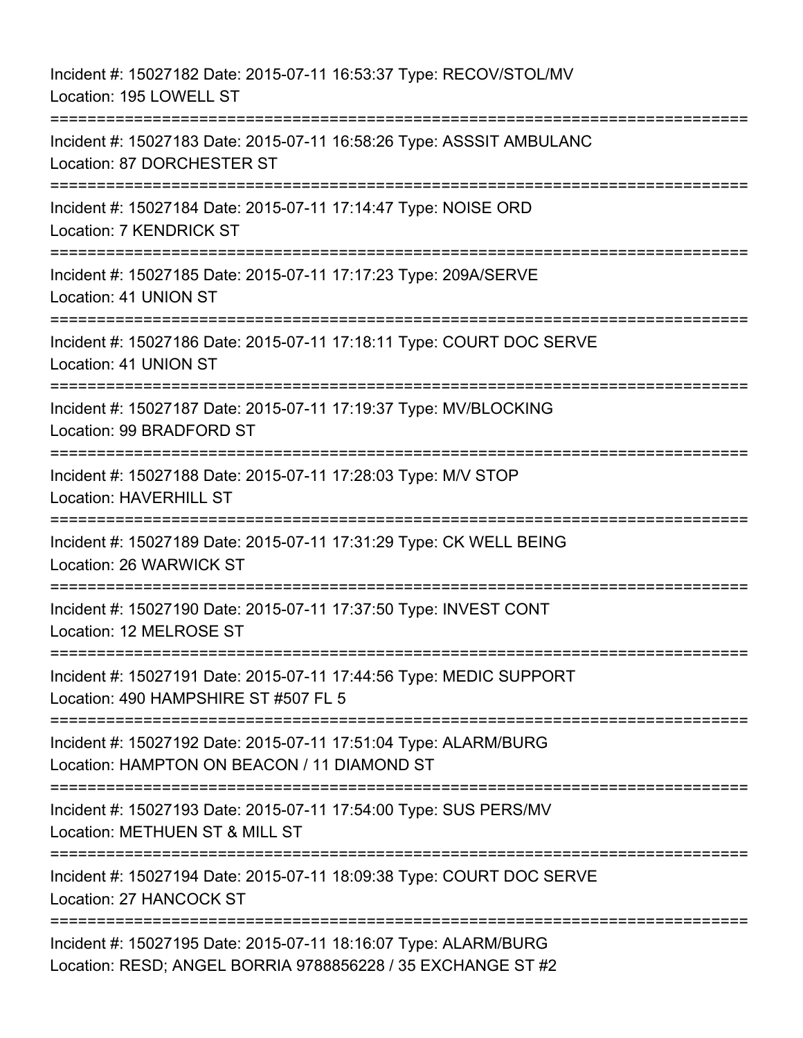Incident #: 15027182 Date: 2015-07-11 16:53:37 Type: RECOV/STOL/MV
Location: 195 LOWELL ST

===========================================================================

Incident #: 15027183 Date: 2015-07-11 16:58:26 Type: ASSSIT AMBULANC
Location: 87 DORCHESTER ST

===========================================================================

Incident #: 15027184 Date: 2015-07-11 17:14:47 Type: NOISE ORD
Location: 7 KENDRICK ST

===========================================================================

Incident #: 15027185 Date: 2015-07-11 17:17:23 Type: 209A/SERVE
Location: 41 UNION ST

===========================================================================

Incident #: 15027186 Date: 2015-07-11 17:18:11 Type: COURT DOC SERVE
Location: 41 UNION ST

===========================================================================

Incident #: 15027187 Date: 2015-07-11 17:19:37 Type: MV/BLOCKING
Location: 99 BRADFORD ST

===========================================================================

Incident #: 15027188 Date: 2015-07-11 17:28:03 Type: M/V STOP
Location: HAVERHILL ST

===========================================================================

Incident #: 15027189 Date: 2015-07-11 17:31:29 Type: CK WELL BEING
Location: 26 WARWICK ST

===========================================================================

Incident #: 15027190 Date: 2015-07-11 17:37:50 Type: INVEST CONT
Location: 12 MELROSE ST

===========================================================================

Incident #: 15027191 Date: 2015-07-11 17:44:56 Type: MEDIC SUPPORT
Location: 490 HAMPSHIRE ST #507 FL 5

===========================================================================

Incident #: 15027192 Date: 2015-07-11 17:51:04 Type: ALARM/BURG
Location: HAMPTON ON BEACON / 11 DIAMOND ST

===========================================================================

Incident #: 15027193 Date: 2015-07-11 17:54:00 Type: SUS PERS/MV
Location: METHUEN ST & MILL ST

===========================================================================

Incident #: 15027194 Date: 2015-07-11 18:09:38 Type: COURT DOC SERVE
Location: 27 HANCOCK ST

===========================================================================

Incident #: 15027195 Date: 2015-07-11 18:16:07 Type: ALARM/BURG
Location: RESD; ANGEL BORRIA 9788856228 / 35 EXCHANGE ST #2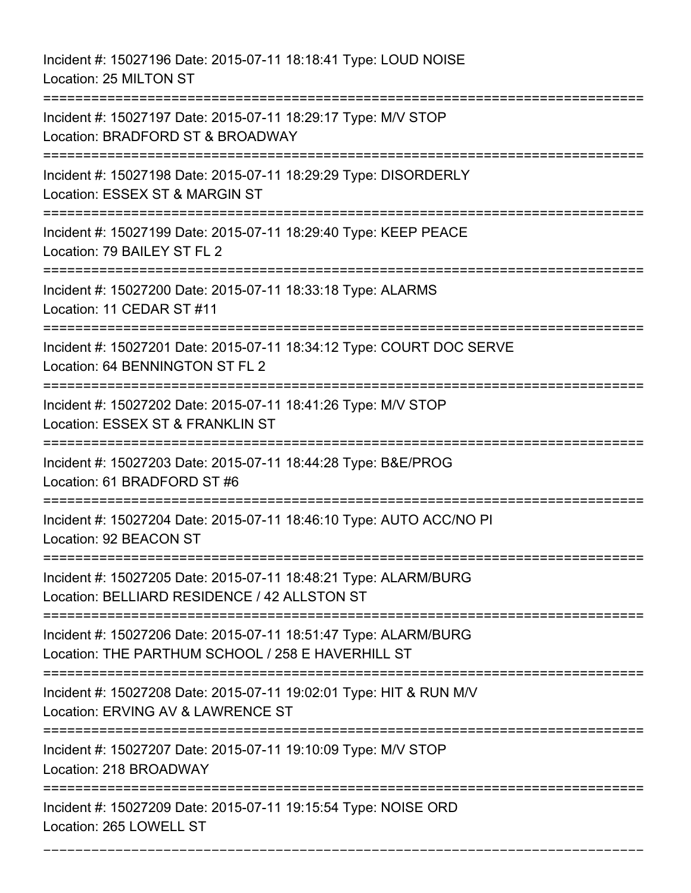Incident #: 15027196 Date: 2015-07-11 18:18:41 Type: LOUD NOISE
Location: 25 MILTON ST

===========================================================================

Incident #: 15027197 Date: 2015-07-11 18:29:17 Type: M/V STOP
Location: BRADFORD ST & BROADWAY

===========================================================================

Incident #: 15027198 Date: 2015-07-11 18:29:29 Type: DISORDERLY
Location: ESSEX ST & MARGIN ST

===========================================================================

Incident #: 15027199 Date: 2015-07-11 18:29:40 Type: KEEP PEACE
Location: 79 BAILEY ST FL 2

===========================================================================

Incident #: 15027200 Date: 2015-07-11 18:33:18 Type: ALARMS
Location: 11 CEDAR ST #11

===========================================================================

Incident #: 15027201 Date: 2015-07-11 18:34:12 Type: COURT DOC SERVE
Location: 64 BENNINGTON ST FL 2

===========================================================================

Incident #: 15027202 Date: 2015-07-11 18:41:26 Type: M/V STOP
Location: ESSEX ST & FRANKLIN ST

===========================================================================

Incident #: 15027203 Date: 2015-07-11 18:44:28 Type: B&E/PROG
Location: 61 BRADFORD ST #6

===========================================================================

Incident #: 15027204 Date: 2015-07-11 18:46:10 Type: AUTO ACC/NO PI
Location: 92 BEACON ST

===========================================================================

Incident #: 15027205 Date: 2015-07-11 18:48:21 Type: ALARM/BURG
Location: BELLIARD RESIDENCE / 42 ALLSTON ST

===========================================================================

Incident #: 15027206 Date: 2015-07-11 18:51:47 Type: ALARM/BURG
Location: THE PARTHUM SCHOOL / 258 E HAVERHILL ST

===========================================================================

Incident #: 15027208 Date: 2015-07-11 19:02:01 Type: HIT & RUN M/V
Location: ERVING AV & LAWRENCE ST

===========================================================================

Incident #: 15027207 Date: 2015-07-11 19:10:09 Type: M/V STOP
Location: 218 BROADWAY

===========================================================================

Incident #: 15027209 Date: 2015-07-11 19:15:54 Type: NOISE ORD
Location: 265 LOWELL ST

===========================================================================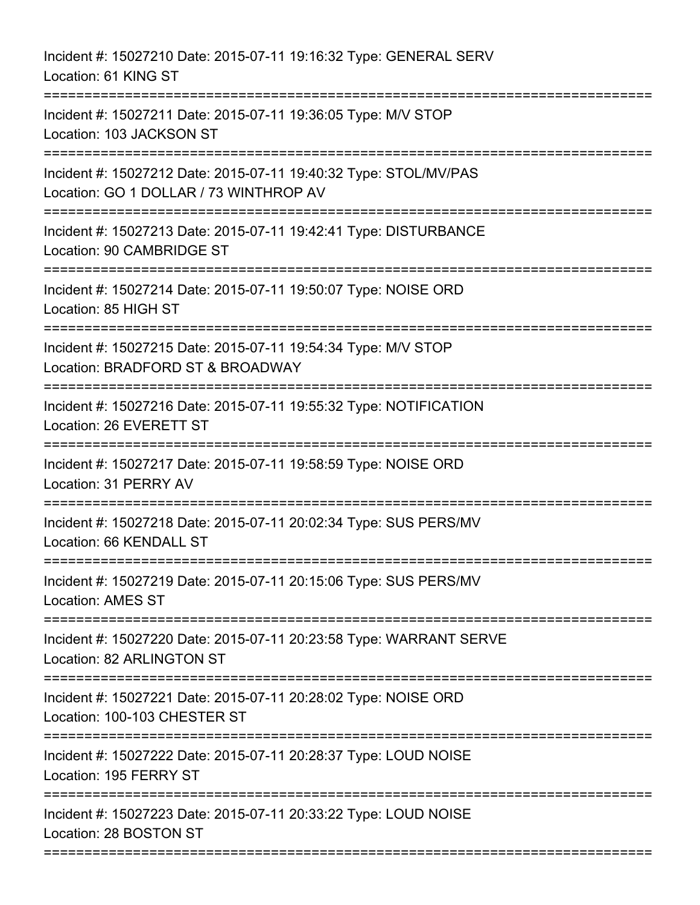Incident #: 15027210 Date: 2015-07-11 19:16:32 Type: GENERAL SERV
Location: 61 KING ST

===========================================================================

Incident #: 15027211 Date: 2015-07-11 19:36:05 Type: M/V STOP
Location: 103 JACKSON ST

===========================================================================

Incident #: 15027212 Date: 2015-07-11 19:40:32 Type: STOL/MV/PAS
Location: GO 1 DOLLAR / 73 WINTHROP AV

===========================================================================

Incident #: 15027213 Date: 2015-07-11 19:42:41 Type: DISTURBANCE
Location: 90 CAMBRIDGE ST

===========================================================================

Incident #: 15027214 Date: 2015-07-11 19:50:07 Type: NOISE ORD
Location: 85 HIGH ST

===========================================================================

Incident #: 15027215 Date: 2015-07-11 19:54:34 Type: M/V STOP
Location: BRADFORD ST & BROADWAY

===========================================================================

Incident #: 15027216 Date: 2015-07-11 19:55:32 Type: NOTIFICATION
Location: 26 EVERETT ST

===========================================================================

Incident #: 15027217 Date: 2015-07-11 19:58:59 Type: NOISE ORD
Location: 31 PERRY AV

===========================================================================

Incident #: 15027218 Date: 2015-07-11 20:02:34 Type: SUS PERS/MV
Location: 66 KENDALL ST

===========================================================================

Incident #: 15027219 Date: 2015-07-11 20:15:06 Type: SUS PERS/MV
Location: AMES ST

===========================================================================

Incident #: 15027220 Date: 2015-07-11 20:23:58 Type: WARRANT SERVE
Location: 82 ARLINGTON ST

===========================================================================

Incident #: 15027221 Date: 2015-07-11 20:28:02 Type: NOISE ORD
Location: 100-103 CHESTER ST

===========================================================================

Incident #: 15027222 Date: 2015-07-11 20:28:37 Type: LOUD NOISE
Location: 195 FERRY ST

===========================================================================

Incident #: 15027223 Date: 2015-07-11 20:33:22 Type: LOUD NOISE
Location: 28 BOSTON ST

===========================================================================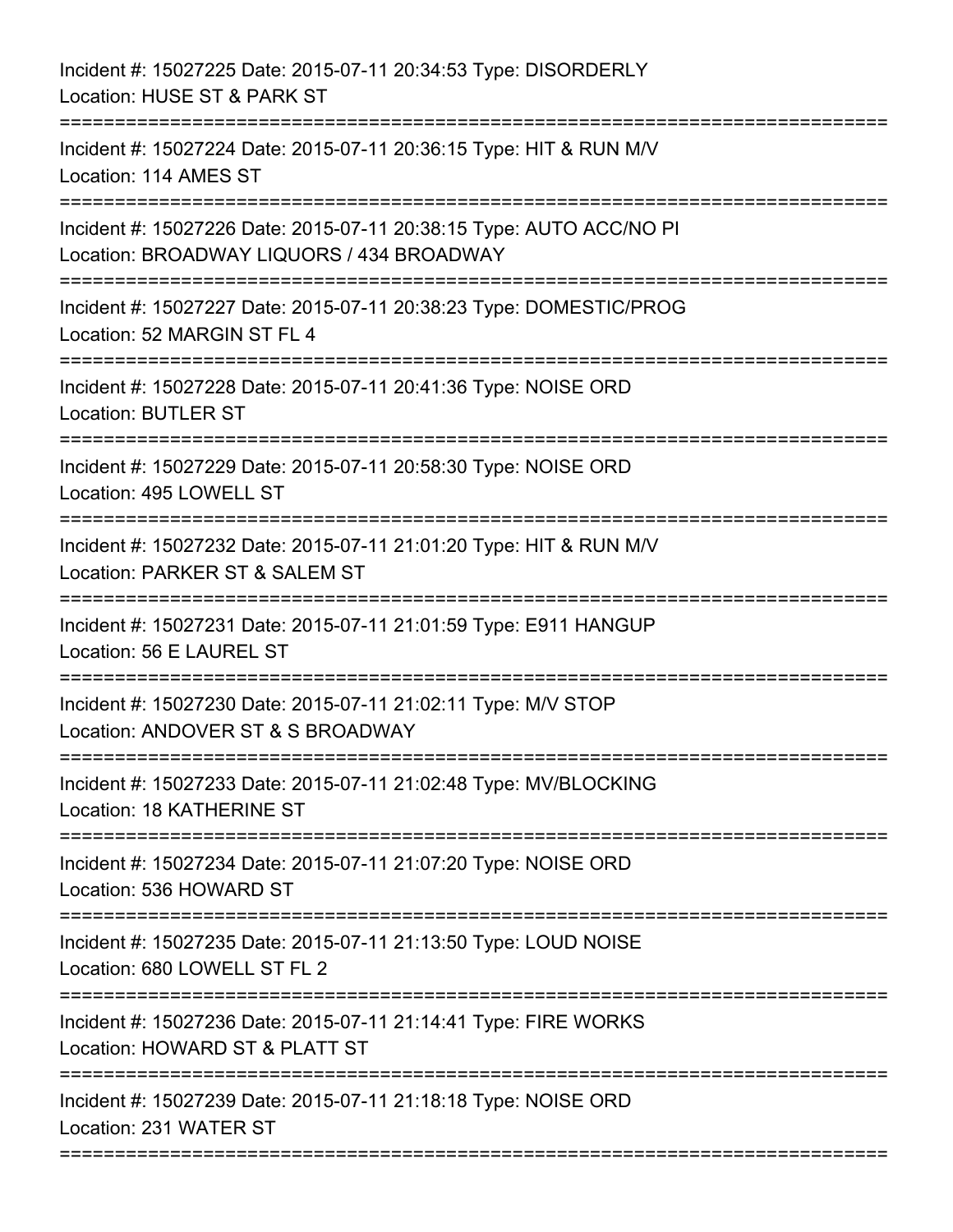Incident #: 15027225 Date: 2015-07-11 20:34:53 Type: DISORDERLY
Location: HUSE ST & PARK ST

===========================================================================

Incident #: 15027224 Date: 2015-07-11 20:36:15 Type: HIT & RUN M/V
Location: 114 AMES ST

===========================================================================

Incident #: 15027226 Date: 2015-07-11 20:38:15 Type: AUTO ACC/NO PI
Location: BROADWAY LIQUORS / 434 BROADWAY

===========================================================================

Incident #: 15027227 Date: 2015-07-11 20:38:23 Type: DOMESTIC/PROG
Location: 52 MARGIN ST FL 4

===========================================================================

Incident #: 15027228 Date: 2015-07-11 20:41:36 Type: NOISE ORD
Location: BUTLER ST

===========================================================================

Incident #: 15027229 Date: 2015-07-11 20:58:30 Type: NOISE ORD
Location: 495 LOWELL ST

===========================================================================

Incident #: 15027232 Date: 2015-07-11 21:01:20 Type: HIT & RUN M/V
Location: PARKER ST & SALEM ST

===========================================================================

Incident #: 15027231 Date: 2015-07-11 21:01:59 Type: E911 HANGUP
Location: 56 E LAUREL ST

===========================================================================

Incident #: 15027230 Date: 2015-07-11 21:02:11 Type: M/V STOP
Location: ANDOVER ST & S BROADWAY

===========================================================================

Incident #: 15027233 Date: 2015-07-11 21:02:48 Type: MV/BLOCKING
Location: 18 KATHERINE ST

===========================================================================

Incident #: 15027234 Date: 2015-07-11 21:07:20 Type: NOISE ORD
Location: 536 HOWARD ST

===========================================================================

Incident #: 15027235 Date: 2015-07-11 21:13:50 Type: LOUD NOISE
Location: 680 LOWELL ST FL 2

===========================================================================

Incident #: 15027236 Date: 2015-07-11 21:14:41 Type: FIRE WORKS
Location: HOWARD ST & PLATT ST

===========================================================================

Incident #: 15027239 Date: 2015-07-11 21:18:18 Type: NOISE ORD
Location: 231 WATER ST

===========================================================================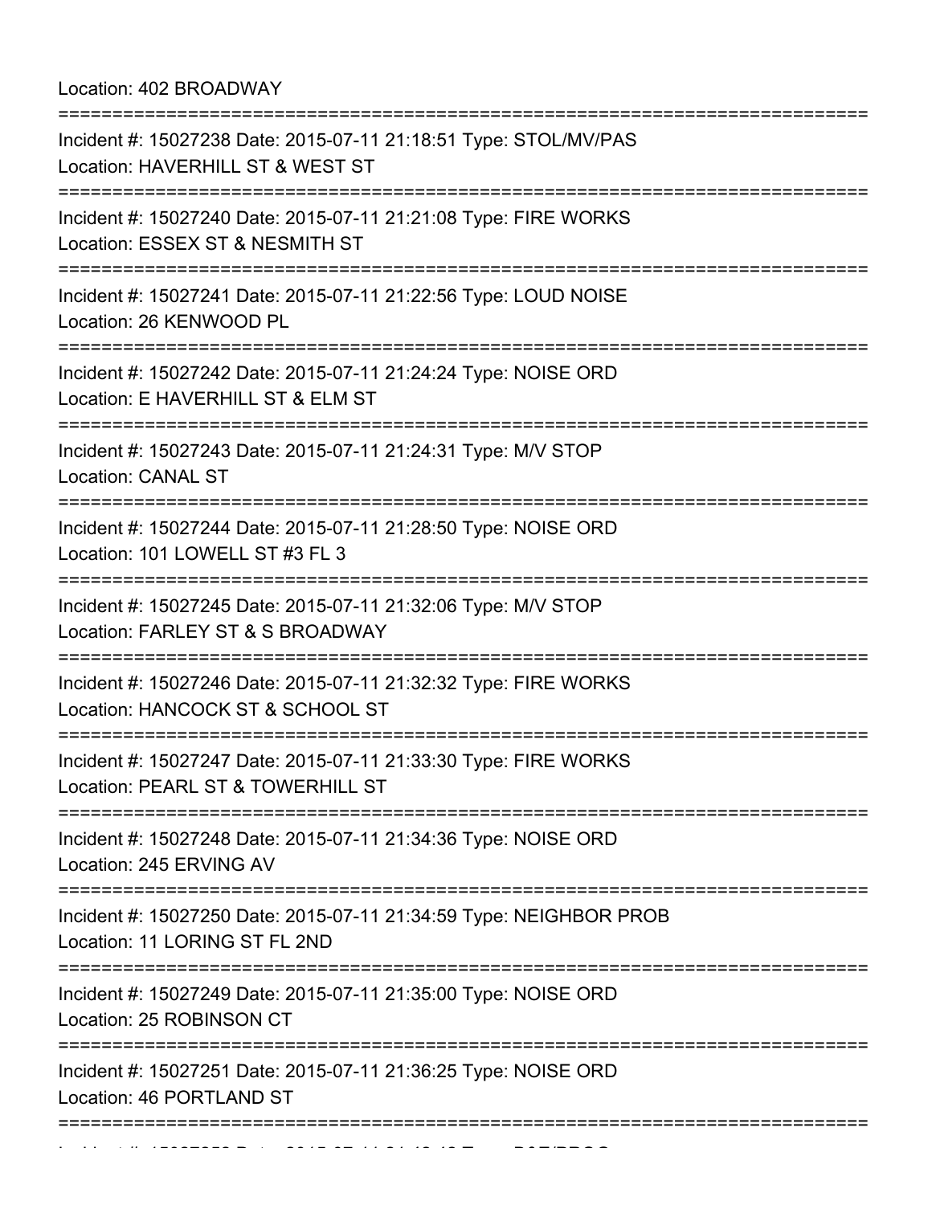Location: 402 BROADWAY

===========================================================================

Incident #: 15027238 Date: 2015-07-11 21:18:51 Type: STOL/MV/PAS
Location: HAVERHILL ST & WEST ST

===========================================================================

Incident #: 15027240 Date: 2015-07-11 21:21:08 Type: FIRE WORKS
Location: ESSEX ST & NESMITH ST

===========================================================================

Incident #: 15027241 Date: 2015-07-11 21:22:56 Type: LOUD NOISE
Location: 26 KENWOOD PL

===========================================================================

Incident #: 15027242 Date: 2015-07-11 21:24:24 Type: NOISE ORD
Location: E HAVERHILL ST & ELM ST

===========================================================================

Incident #: 15027243 Date: 2015-07-11 21:24:31 Type: M/V STOP
Location: CANAL ST

===========================================================================

Incident #: 15027244 Date: 2015-07-11 21:28:50 Type: NOISE ORD
Location: 101 LOWELL ST #3 FL 3

===========================================================================

Incident #: 15027245 Date: 2015-07-11 21:32:06 Type: M/V STOP
Location: FARLEY ST & S BROADWAY

===========================================================================

Incident #: 15027246 Date: 2015-07-11 21:32:32 Type: FIRE WORKS
Location: HANCOCK ST & SCHOOL ST

===========================================================================

Incident #: 15027247 Date: 2015-07-11 21:33:30 Type: FIRE WORKS
Location: PEARL ST & TOWERHILL ST

===========================================================================

Incident #: 15027248 Date: 2015-07-11 21:34:36 Type: NOISE ORD
Location: 245 ERVING AV

===========================================================================

Incident #: 15027250 Date: 2015-07-11 21:34:59 Type: NEIGHBOR PROB
Location: 11 LORING ST FL 2ND

===========================================================================

Incident #: 15027249 Date: 2015-07-11 21:35:00 Type: NOISE ORD
Location: 25 ROBINSON CT

===========================================================================

Incident #: 15027251 Date: 2015-07-11 21:36:25 Type: NOISE ORD
Location: 46 PORTLAND ST

===========================================================================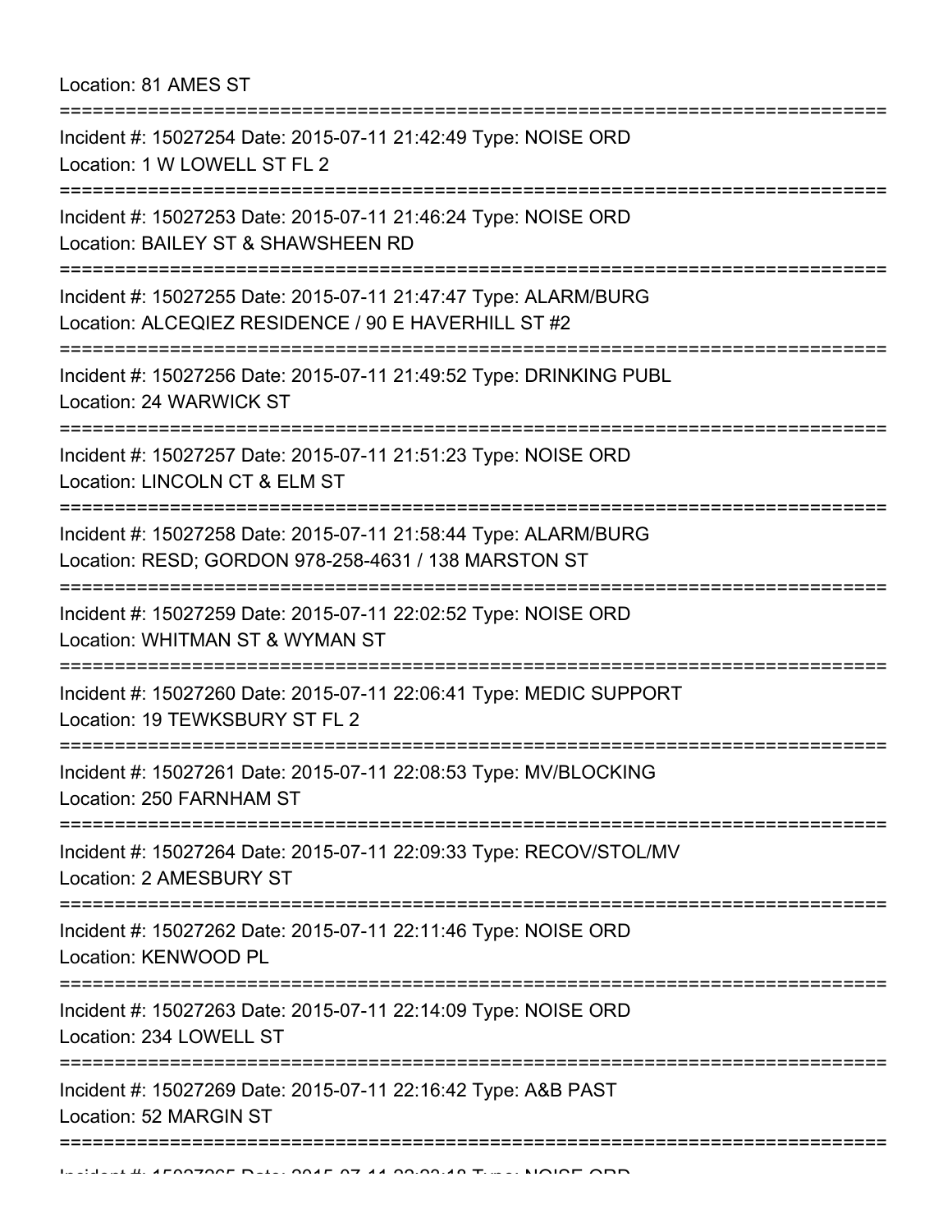Location: 81 AMES ST

===========================================================================

Incident #: 15027254 Date: 2015-07-11 21:42:49 Type: NOISE ORD
Location: 1 W LOWELL ST FL 2

===========================================================================

Incident #: 15027253 Date: 2015-07-11 21:46:24 Type: NOISE ORD
Location: BAILEY ST & SHAWSHEEN RD

===========================================================================

Incident #: 15027255 Date: 2015-07-11 21:47:47 Type: ALARM/BURG
Location: ALCEQIEZ RESIDENCE / 90 E HAVERHILL ST #2

===========================================================================

Incident #: 15027256 Date: 2015-07-11 21:49:52 Type: DRINKING PUBL
Location: 24 WARWICK ST

===========================================================================

Incident #: 15027257 Date: 2015-07-11 21:51:23 Type: NOISE ORD
Location: LINCOLN CT & ELM ST

===========================================================================

Incident #: 15027258 Date: 2015-07-11 21:58:44 Type: ALARM/BURG
Location: RESD; GORDON 978-258-4631 / 138 MARSTON ST

===========================================================================

Incident #: 15027259 Date: 2015-07-11 22:02:52 Type: NOISE ORD
Location: WHITMAN ST & WYMAN ST

===========================================================================

Incident #: 15027260 Date: 2015-07-11 22:06:41 Type: MEDIC SUPPORT
Location: 19 TEWKSBURY ST FL 2

===========================================================================

Incident #: 15027261 Date: 2015-07-11 22:08:53 Type: MV/BLOCKING
Location: 250 FARNHAM ST

===========================================================================

Incident #: 15027264 Date: 2015-07-11 22:09:33 Type: RECOV/STOL/MV
Location: 2 AMESBURY ST

===========================================================================

Incident #: 15027262 Date: 2015-07-11 22:11:46 Type: NOISE ORD
Location: KENWOOD PL

===========================================================================

Incident #: 15027263 Date: 2015-07-11 22:14:09 Type: NOISE ORD
Location: 234 LOWELL ST

===========================================================================

Incident #: 15027269 Date: 2015-07-11 22:16:42 Type: A&B PAST
Location: 52 MARGIN ST

===========================================================================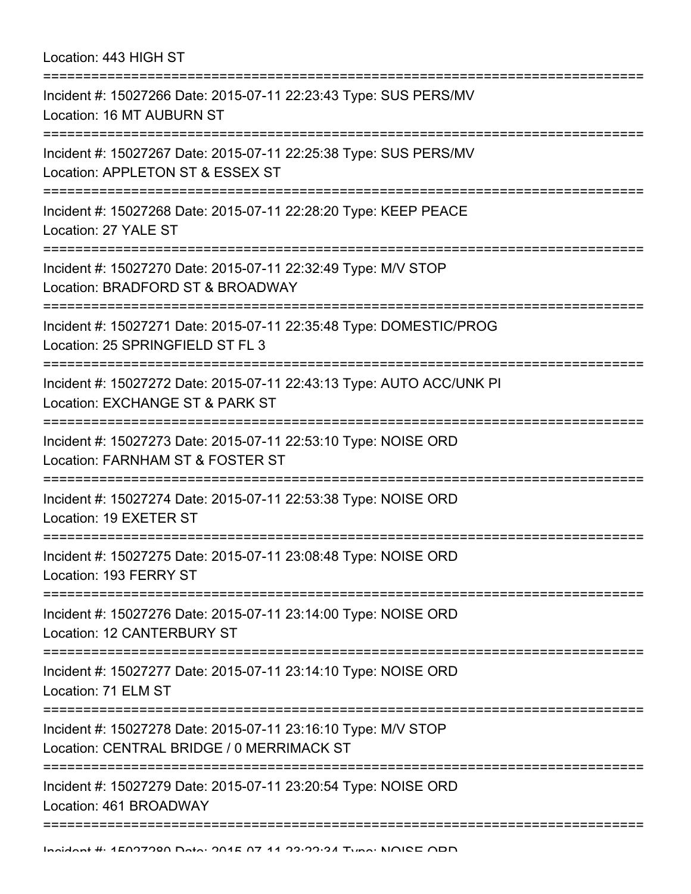Location: 443 HIGH ST

===========================================================================

Incident #: 15027266 Date: 2015-07-11 22:23:43 Type: SUS PERS/MV
Location: 16 MT AUBURN ST

===========================================================================

Incident #: 15027267 Date: 2015-07-11 22:25:38 Type: SUS PERS/MV
Location: APPLETON ST & ESSEX ST

===========================================================================

Incident #: 15027268 Date: 2015-07-11 22:28:20 Type: KEEP PEACE
Location: 27 YALE ST

===========================================================================

Incident #: 15027270 Date: 2015-07-11 22:32:49 Type: M/V STOP
Location: BRADFORD ST & BROADWAY

===========================================================================

Incident #: 15027271 Date: 2015-07-11 22:35:48 Type: DOMESTIC/PROG
Location: 25 SPRINGFIELD ST FL 3

===========================================================================

Incident #: 15027272 Date: 2015-07-11 22:43:13 Type: AUTO ACC/UNK PI
Location: EXCHANGE ST & PARK ST

===========================================================================

Incident #: 15027273 Date: 2015-07-11 22:53:10 Type: NOISE ORD
Location: FARNHAM ST & FOSTER ST

===========================================================================

Incident #: 15027274 Date: 2015-07-11 22:53:38 Type: NOISE ORD
Location: 19 EXETER ST

===========================================================================

Incident #: 15027275 Date: 2015-07-11 23:08:48 Type: NOISE ORD
Location: 193 FERRY ST

===========================================================================

Incident #: 15027276 Date: 2015-07-11 23:14:00 Type: NOISE ORD
Location: 12 CANTERBURY ST

===========================================================================

Incident #: 15027277 Date: 2015-07-11 23:14:10 Type: NOISE ORD
Location: 71 ELM ST

===========================================================================

Incident #: 15027278 Date: 2015-07-11 23:16:10 Type: M/V STOP
Location: CENTRAL BRIDGE / 0 MERRIMACK ST

===========================================================================

Incident #: 15027279 Date: 2015-07-11 23:20:54 Type: NOISE ORD
Location: 461 BROADWAY

===========================================================================

Incident #: 15027280 Date: 2015-07-11 23:22:34 Type: NOISE ORD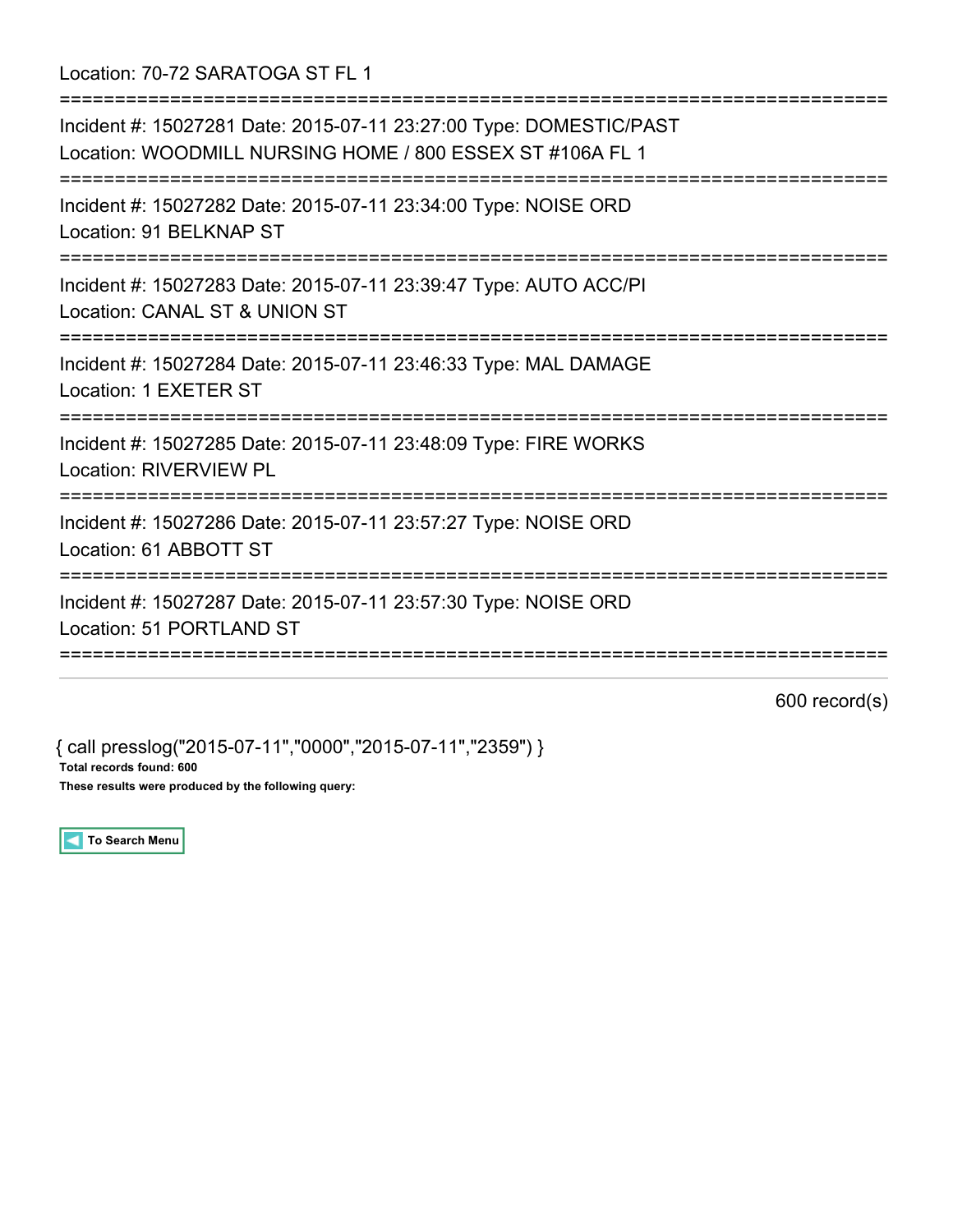Location: 70-72 SARATOGA ST FL 1

===========================================================================

Incident #: 15027281 Date: 2015-07-11 23:27:00 Type: DOMESTIC/PAST
Location: WOODMILL NURSING HOME / 800 ESSEX ST #106A FL 1

===========================================================================

Incident #: 15027282 Date: 2015-07-11 23:34:00 Type: NOISE ORD
Location: 91 BELKNAP ST

===========================================================================

Incident #: 15027283 Date: 2015-07-11 23:39:47 Type: AUTO ACC/PI
Location: CANAL ST & UNION ST

===========================================================================

Incident #: 15027284 Date: 2015-07-11 23:46:33 Type: MAL DAMAGE
Location: 1 EXETER ST

===========================================================================

Incident #: 15027285 Date: 2015-07-11 23:48:09 Type: FIRE WORKS
Location: RIVERVIEW PL

===========================================================================

Incident #: 15027286 Date: 2015-07-11 23:57:27 Type: NOISE ORD
Location: 61 ABBOTT ST

===========================================================================

Incident #: 15027287 Date: 2015-07-11 23:57:30 Type: NOISE ORD
Location: 51 PORTLAND ST

===========================================================================

600 record(s)

{ call presslog("2015-07-11","0000","2015-07-11","2359") }

**Total records found: 600**

**These results were produced by the following query:**

To Search Menu